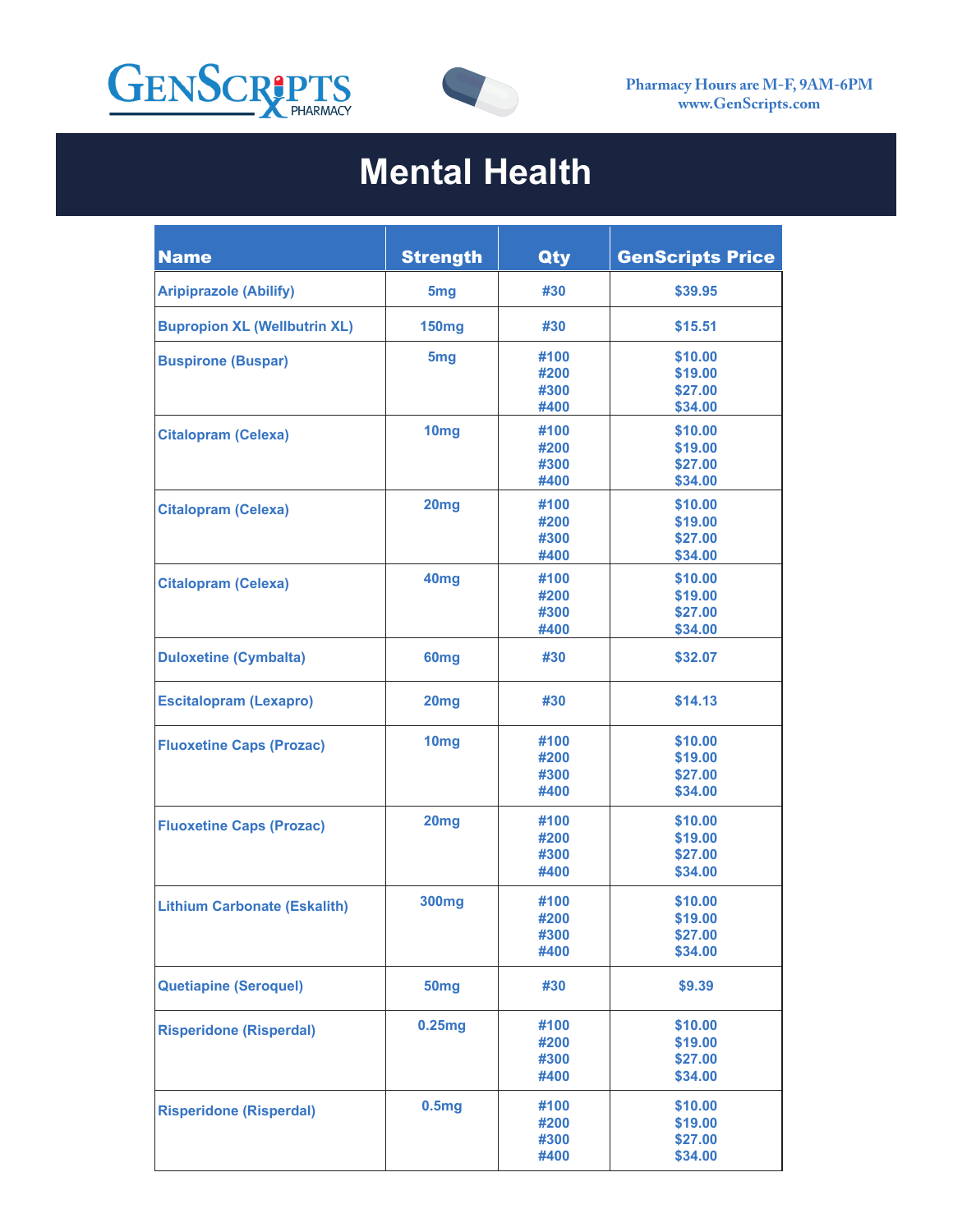GenScripts Pharmacy

Pharmacy Hours are M-F, 9AM-6PM
www.GenScripts.com

# Mental Health

| Name | Strength | Qty | GenScripts Price |
|---|---|---|---|
| Aripiprazole (Abilify) | 5mg | #30 | $39.95 |
| Bupropion XL (Wellbutrin XL) | 150mg | #30 | $15.51 |
| Buspirone (Buspar) | 5mg | #100<br>#200<br>#300<br>#400 | $10.00<br>$19.00<br>$27.00<br>$34.00 |
| Citalopram (Celexa) | 10mg | #100<br>#200<br>#300<br>#400 | $10.00<br>$19.00<br>$27.00<br>$34.00 |
| Citalopram (Celexa) | 20mg | #100<br>#200<br>#300<br>#400 | $10.00<br>$19.00<br>$27.00<br>$34.00 |
| Citalopram (Celexa) | 40mg | #100<br>#200<br>#300<br>#400 | $10.00<br>$19.00<br>$27.00<br>$34.00 |
| Duloxetine (Cymbalta) | 60mg | #30 | $32.07 |
| Escitalopram (Lexapro) | 20mg | #30 | $14.13 |
| Fluoxetine Caps (Prozac) | 10mg | #100<br>#200<br>#300<br>#400 | $10.00<br>$19.00<br>$27.00<br>$34.00 |
| Fluoxetine Caps (Prozac) | 20mg | #100<br>#200<br>#300<br>#400 | $10.00<br>$19.00<br>$27.00<br>$34.00 |
| Lithium Carbonate (Eskalith) | 300mg | #100<br>#200<br>#300<br>#400 | $10.00<br>$19.00<br>$27.00<br>$34.00 |
| Quetiapine (Seroquel) | 50mg | #30 | $9.39 |
| Risperidone (Risperdal) | 0.25mg | #100<br>#200<br>#300<br>#400 | $10.00<br>$19.00<br>$27.00<br>$34.00 |
| Risperidone (Risperdal) | 0.5mg | #100<br>#200<br>#300<br>#400 | $10.00<br>$19.00<br>$27.00<br>$34.00 |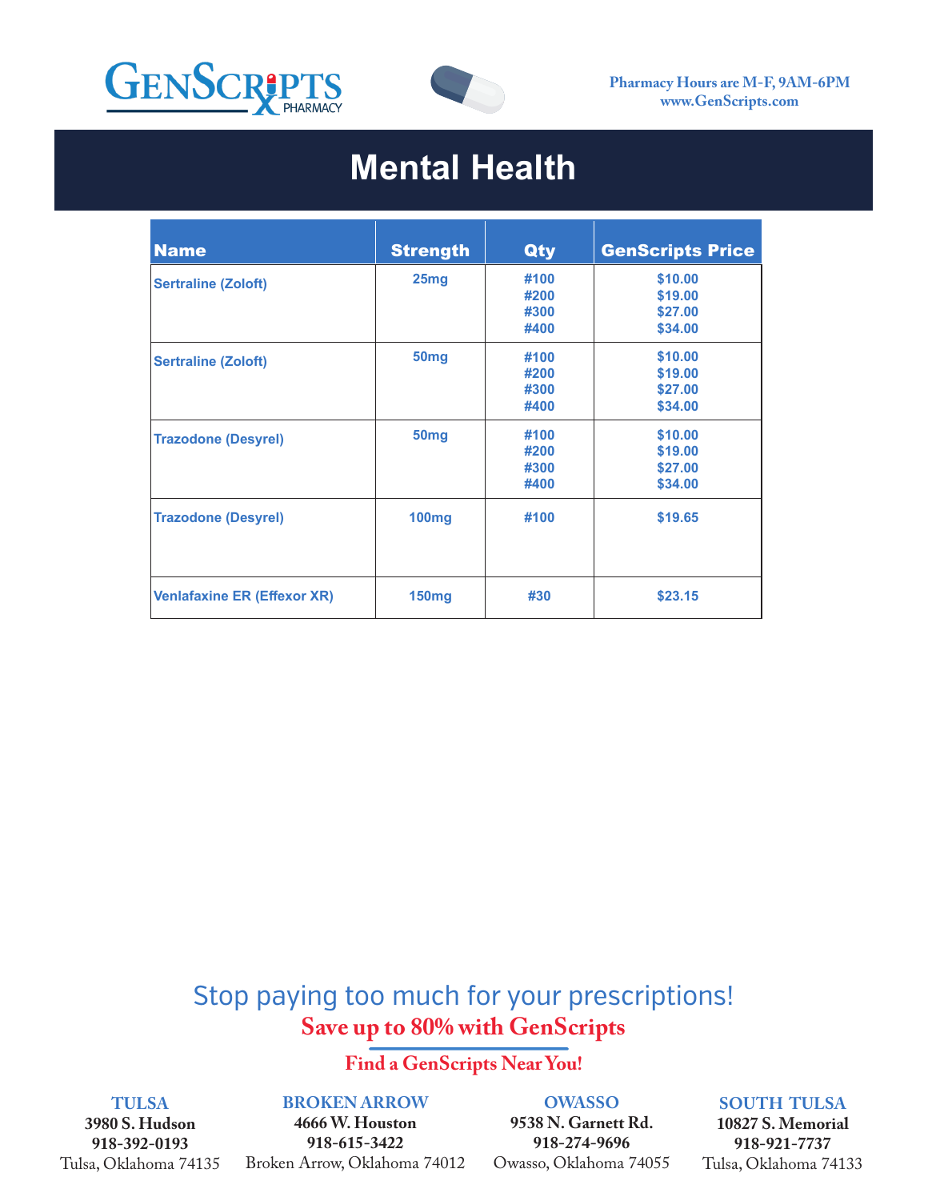GenScripts Pharmacy

Pharmacy Hours are M-F, 9AM-6PM
www.GenScripts.com

# Mental Health

| Name | Strength | Qty | GenScripts Price |
| --- | --- | --- | --- |
| Sertraline (Zoloft) | 25mg | #100<br>#200<br>#300<br>#400 | $10.00<br>$19.00<br>$27.00<br>$34.00 |
| Sertraline (Zoloft) | 50mg | #100<br>#200<br>#300<br>#400 | $10.00<br>$19.00<br>$27.00<br>$34.00 |
| Trazodone (Desyrel) | 50mg | #100<br>#200<br>#300<br>#400 | $10.00<br>$19.00<br>$27.00<br>$34.00 |
| Trazodone (Desyrel) | 100mg | #100 | $19.65 |
| Venlafaxine ER (Effexor XR) | 150mg | #30 | $23.15 |

Stop paying too much for your prescriptions!

**Save up to 80% with GenScripts**

**Find a GenScripts Near You!**

**TULSA**
**3980 S. Hudson**
**918-392-0193**
Tulsa, Oklahoma 74135

**BROKEN ARROW**
**4666 W. Houston**
**918-615-3422**
Broken Arrow, Oklahoma 74012

**OWASSO**
**9538 N. Garnett Rd.**
**918-274-9696**
Owasso, Oklahoma 74055

**SOUTH TULSA**
**10827 S. Memorial**
**918-921-7737**
Tulsa, Oklahoma 74133